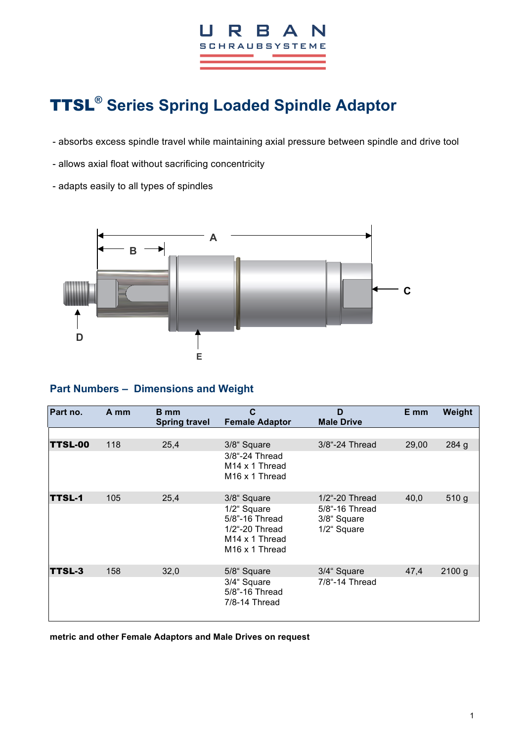URBAN
SCHRAUBSYSTEME

# TTSL® Series Spring Loaded Spindle Adaptor

- absorbs excess spindle travel while maintaining axial pressure between spindle and drive tool
- allows axial float without sacrificing concentricity
- adapts easily to all types of spindles

## Part Numbers – Dimensions and Weight

| Part no. | A mm | B mm Spring travel | C Female Adaptor | D Male Drive | E mm | Weight |
|---|---|---|---|---|---|---|
| **TTSL-00** | 118 | 25,4 | 3/8“ Square<br>3/8“-24 Thread<br>M14 x 1 Thread<br>M16 x 1 Thread | 3/8“-24 Thread | 29,00 | 284 g |
| **TTSL-1** | 105 | 25,4 | 3/8“ Square<br>1/2“ Square<br>5/8”-16 Thread<br>1/2“-20 Thread<br>M14 x 1 Thread<br>M16 x 1 Thread | 1/2“-20 Thread<br>5/8“-16 Thread<br>3/8“ Square<br>1/2“ Square | 40,0 | 510 g |
| **TTSL-3** | 158 | 32,0 | 5/8“ Square<br>3/4“ Square<br>5/8”-16 Thread<br>7/8-14 Thread | 3/4“ Square<br>7/8“-14 Thread | 47,4 | 2100 g |

**metric and other Female Adaptors and Male Drives on request**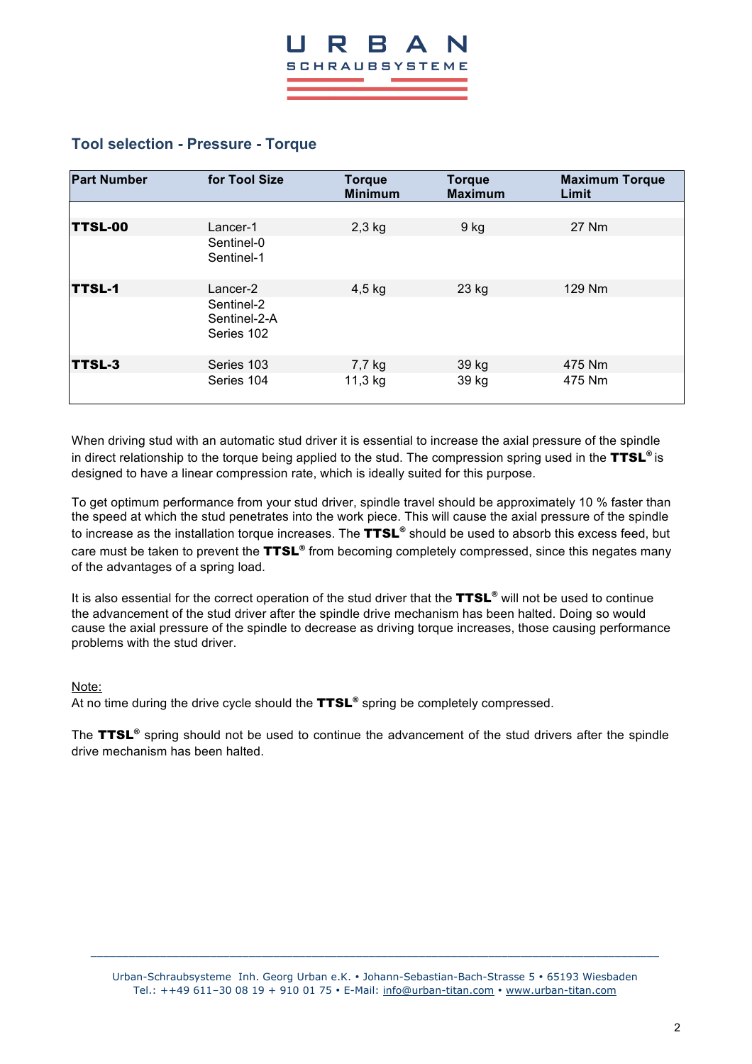## Tool selection - Pressure - Torque

| Part Number | for Tool Size | Torque Minimum | Torque Maximum | Maximum Torque Limit |
|---|---|---|---|---|
| **TTSL-00** | Lancer-1<br>Sentinel-0<br>Sentinel-1 | 2,3 kg | 9 kg | 27 Nm |
| **TTSL-1** | Lancer-2<br>Sentinel-2<br>Sentinel-2-A<br>Series 102 | 4,5 kg | 23 kg | 129 Nm |
| **TTSL-3** | Series 103 | 7,7 kg | 39 kg | 475 Nm |
| | Series 104 | 11,3 kg | 39 kg | 475 Nm |

When driving stud with an automatic stud driver it is essential to increase the axial pressure of the spindle in direct relationship to the torque being applied to the stud. The compression spring used in the **TTSL®** is designed to have a linear compression rate, which is ideally suited for this purpose.

To get optimum performance from your stud driver, spindle travel should be approximately 10 % faster than the speed at which the stud penetrates into the work piece. This will cause the axial pressure of the spindle to increase as the installation torque increases. The **TTSL®** should be used to absorb this excess feed, but care must be taken to prevent the **TTSL®** from becoming completely compressed, since this negates many of the advantages of a spring load.

It is also essential for the correct operation of the stud driver that the **TTSL®** will not be used to continue the advancement of the stud driver after the spindle drive mechanism has been halted. Doing so would cause the axial pressure of the spindle to decrease as driving torque increases, those causing performance problems with the stud driver.

Note:
At no time during the drive cycle should the **TTSL®** spring be completely compressed.

The **TTSL®** spring should not be used to continue the advancement of the stud drivers after the spindle drive mechanism has been halted.